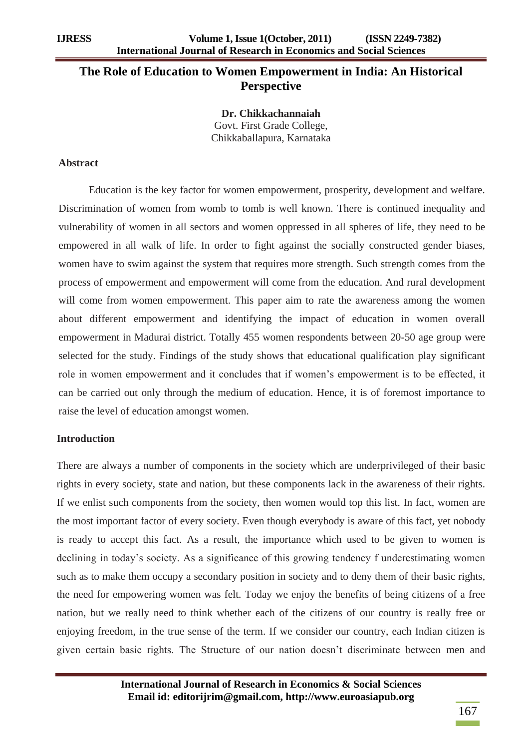# The Role of Education to Women Empowerment in India: An Historical Perspective

**Dr. Chikkachannaiah**
Govt. First Grade College,
Chikkaballapura, Karnataka

## Abstract

Education is the key factor for women empowerment, prosperity, development and welfare. Discrimination of women from womb to tomb is well known. There is continued inequality and vulnerability of women in all sectors and women oppressed in all spheres of life, they need to be empowered in all walk of life. In order to fight against the socially constructed gender biases, women have to swim against the system that requires more strength. Such strength comes from the process of empowerment and empowerment will come from the education. And rural development will come from women empowerment. This paper aim to rate the awareness among the women about different empowerment and identifying the impact of education in women overall empowerment in Madurai district. Totally 455 women respondents between 20-50 age group were selected for the study. Findings of the study shows that educational qualification play significant role in women empowerment and it concludes that if women's empowerment is to be effected, it can be carried out only through the medium of education. Hence, it is of foremost importance to raise the level of education amongst women.

## Introduction

There are always a number of components in the society which are underprivileged of their basic rights in every society, state and nation, but these components lack in the awareness of their rights. If we enlist such components from the society, then women would top this list. In fact, women are the most important factor of every society. Even though everybody is aware of this fact, yet nobody is ready to accept this fact. As a result, the importance which used to be given to women is declining in today's society. As a significance of this growing tendency f underestimating women such as to make them occupy a secondary position in society and to deny them of their basic rights, the need for empowering women was felt. Today we enjoy the benefits of being citizens of a free nation, but we really need to think whether each of the citizens of our country is really free or enjoying freedom, in the true sense of the term. If we consider our country, each Indian citizen is given certain basic rights. The Structure of our nation doesn't discriminate between men and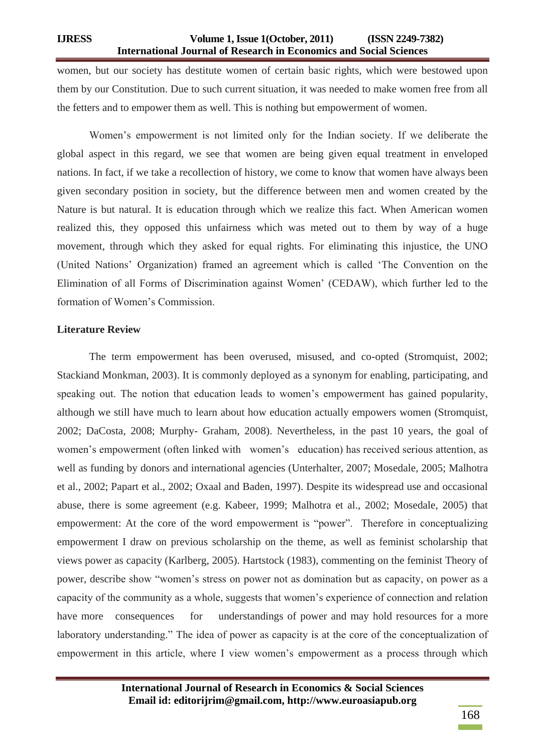women, but our society has destitute women of certain basic rights, which were bestowed upon them by our Constitution. Due to such current situation, it was needed to make women free from all the fetters and to empower them as well. This is nothing but empowerment of women.

Women's empowerment is not limited only for the Indian society. If we deliberate the global aspect in this regard, we see that women are being given equal treatment in enveloped nations. In fact, if we take a recollection of history, we come to know that women have always been given secondary position in society, but the difference between men and women created by the Nature is but natural. It is education through which we realize this fact. When American women realized this, they opposed this unfairness which was meted out to them by way of a huge movement, through which they asked for equal rights. For eliminating this injustice, the UNO (United Nations' Organization) framed an agreement which is called 'The Convention on the Elimination of all Forms of Discrimination against Women' (CEDAW), which further led to the formation of Women's Commission.

**Literature Review**

The term empowerment has been overused, misused, and co-opted (Stromquist, 2002; Stackiand Monkman, 2003). It is commonly deployed as a synonym for enabling, participating, and speaking out. The notion that education leads to women's empowerment has gained popularity, although we still have much to learn about how education actually empowers women (Stromquist, 2002; DaCosta, 2008; Murphy- Graham, 2008). Nevertheless, in the past 10 years, the goal of women's empowerment (often linked with women's education) has received serious attention, as well as funding by donors and international agencies (Unterhalter, 2007; Mosedale, 2005; Malhotra et al., 2002; Papart et al., 2002; Oxaal and Baden, 1997). Despite its widespread use and occasional abuse, there is some agreement (e.g. Kabeer, 1999; Malhotra et al., 2002; Mosedale, 2005) that empowerment: At the core of the word empowerment is "power". Therefore in conceptualizing empowerment I draw on previous scholarship on the theme, as well as feminist scholarship that views power as capacity (Karlberg, 2005). Hartstock (1983), commenting on the feminist Theory of power, describe show "women's stress on power not as domination but as capacity, on power as a capacity of the community as a whole, suggests that women's experience of connection and relation have more consequences for understandings of power and may hold resources for a more laboratory understanding." The idea of power as capacity is at the core of the conceptualization of empowerment in this article, where I view women's empowerment as a process through which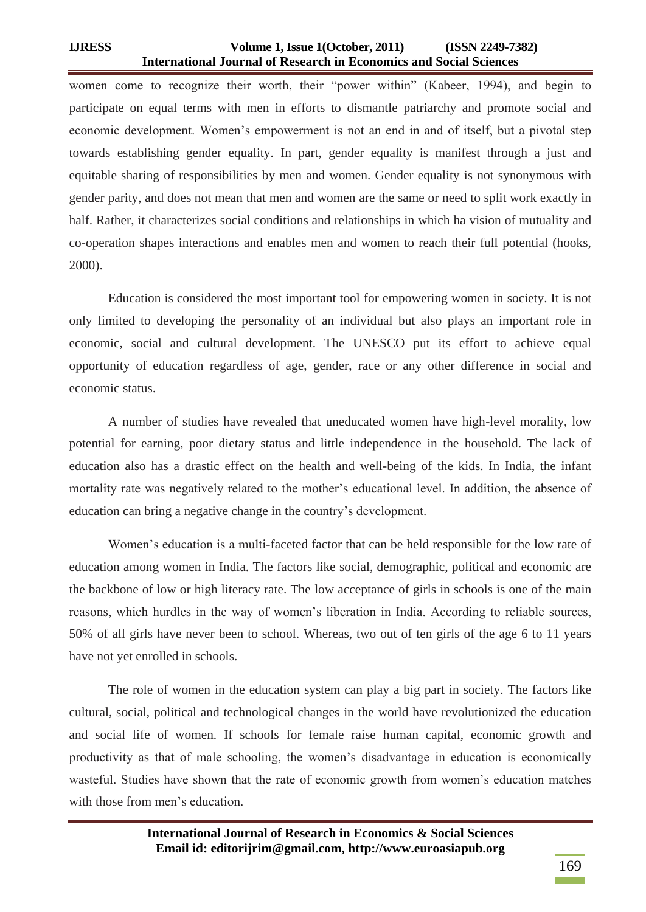women come to recognize their worth, their "power within" (Kabeer, 1994), and begin to participate on equal terms with men in efforts to dismantle patriarchy and promote social and economic development. Women's empowerment is not an end in and of itself, but a pivotal step towards establishing gender equality. In part, gender equality is manifest through a just and equitable sharing of responsibilities by men and women. Gender equality is not synonymous with gender parity, and does not mean that men and women are the same or need to split work exactly in half. Rather, it characterizes social conditions and relationships in which ha vision of mutuality and co-operation shapes interactions and enables men and women to reach their full potential (hooks, 2000).

Education is considered the most important tool for empowering women in society. It is not only limited to developing the personality of an individual but also plays an important role in economic, social and cultural development. The UNESCO put its effort to achieve equal opportunity of education regardless of age, gender, race or any other difference in social and economic status.

A number of studies have revealed that uneducated women have high-level morality, low potential for earning, poor dietary status and little independence in the household. The lack of education also has a drastic effect on the health and well-being of the kids. In India, the infant mortality rate was negatively related to the mother's educational level. In addition, the absence of education can bring a negative change in the country's development.

Women's education is a multi-faceted factor that can be held responsible for the low rate of education among women in India. The factors like social, demographic, political and economic are the backbone of low or high literacy rate. The low acceptance of girls in schools is one of the main reasons, which hurdles in the way of women's liberation in India. According to reliable sources, 50% of all girls have never been to school. Whereas, two out of ten girls of the age 6 to 11 years have not yet enrolled in schools.

The role of women in the education system can play a big part in society. The factors like cultural, social, political and technological changes in the world have revolutionized the education and social life of women. If schools for female raise human capital, economic growth and productivity as that of male schooling, the women's disadvantage in education is economically wasteful. Studies have shown that the rate of economic growth from women's education matches with those from men's education.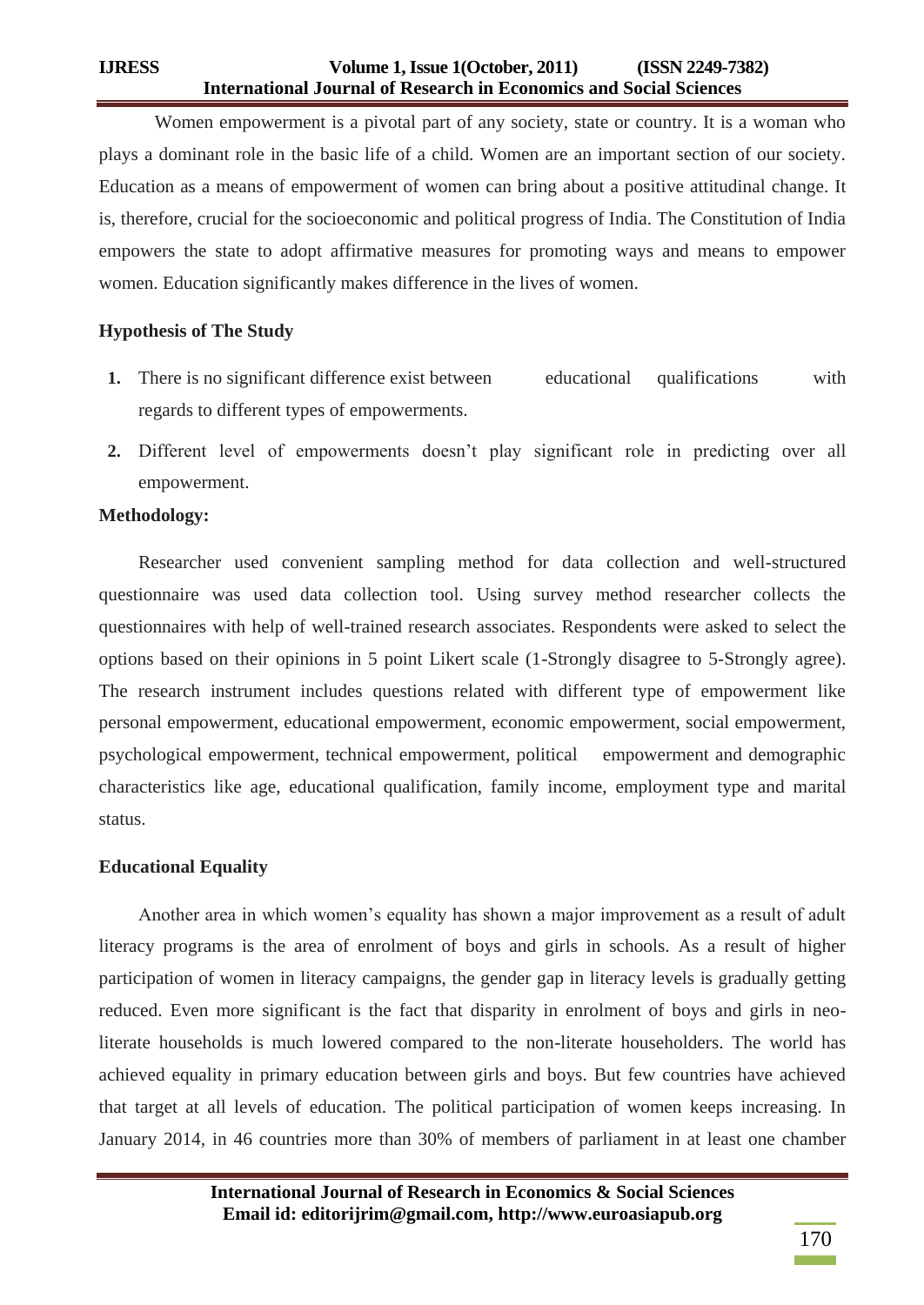Women empowerment is a pivotal part of any society, state or country. It is a woman who plays a dominant role in the basic life of a child. Women are an important section of our society. Education as a means of empowerment of women can bring about a positive attitudinal change. It is, therefore, crucial for the socioeconomic and political progress of India. The Constitution of India empowers the state to adopt affirmative measures for promoting ways and means to empower women. Education significantly makes difference in the lives of women.

### Hypothesis of The Study

1. There is no significant difference exist between educational qualifications with regards to different types of empowerments.
2. Different level of empowerments doesn't play significant role in predicting over all empowerment.

### Methodology:

Researcher used convenient sampling method for data collection and well-structured questionnaire was used data collection tool. Using survey method researcher collects the questionnaires with help of well-trained research associates. Respondents were asked to select the options based on their opinions in 5 point Likert scale (1-Strongly disagree to 5-Strongly agree). The research instrument includes questions related with different type of empowerment like personal empowerment, educational empowerment, economic empowerment, social empowerment, psychological empowerment, technical empowerment, political empowerment and demographic characteristics like age, educational qualification, family income, employment type and marital status.

### Educational Equality

Another area in which women's equality has shown a major improvement as a result of adult literacy programs is the area of enrolment of boys and girls in schools. As a result of higher participation of women in literacy campaigns, the gender gap in literacy levels is gradually getting reduced. Even more significant is the fact that disparity in enrolment of boys and girls in neo-literate households is much lowered compared to the non-literate householders. The world has achieved equality in primary education between girls and boys. But few countries have achieved that target at all levels of education. The political participation of women keeps increasing. In January 2014, in 46 countries more than 30% of members of parliament in at least one chamber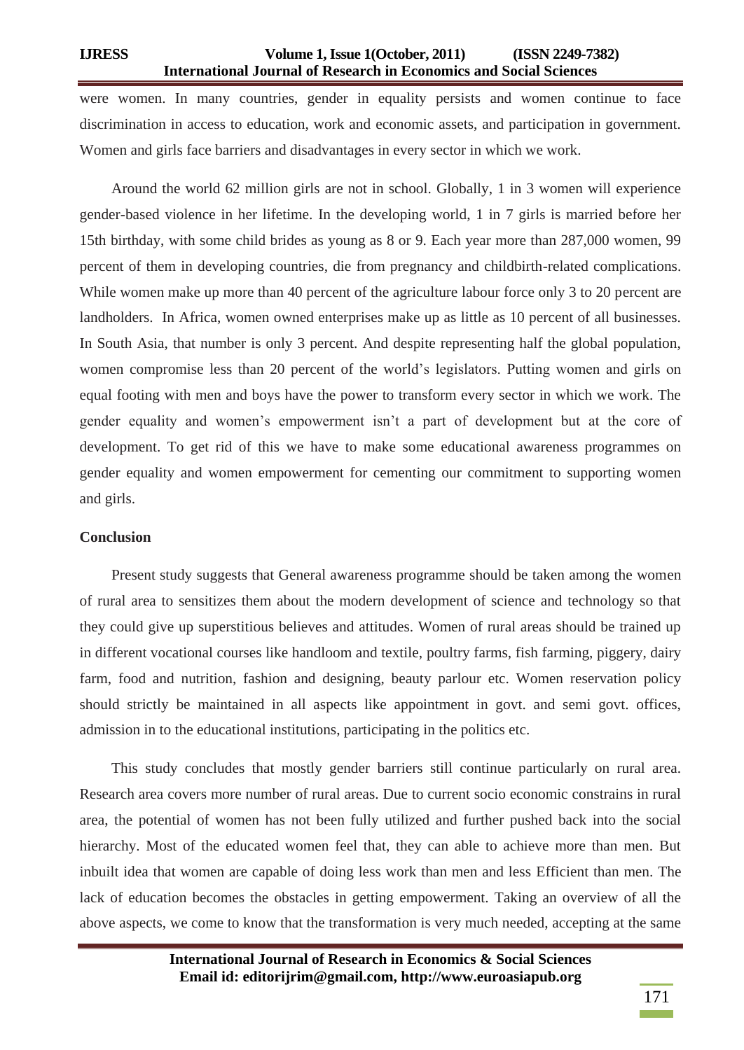were women. In many countries, gender in equality persists and women continue to face discrimination in access to education, work and economic assets, and participation in government. Women and girls face barriers and disadvantages in every sector in which we work.

Around the world 62 million girls are not in school. Globally, 1 in 3 women will experience gender-based violence in her lifetime. In the developing world, 1 in 7 girls is married before her 15th birthday, with some child brides as young as 8 or 9. Each year more than 287,000 women, 99 percent of them in developing countries, die from pregnancy and childbirth-related complications. While women make up more than 40 percent of the agriculture labour force only 3 to 20 percent are landholders. In Africa, women owned enterprises make up as little as 10 percent of all businesses. In South Asia, that number is only 3 percent. And despite representing half the global population, women compromise less than 20 percent of the world's legislators. Putting women and girls on equal footing with men and boys have the power to transform every sector in which we work. The gender equality and women's empowerment isn't a part of development but at the core of development. To get rid of this we have to make some educational awareness programmes on gender equality and women empowerment for cementing our commitment to supporting women and girls.

## Conclusion

Present study suggests that General awareness programme should be taken among the women of rural area to sensitizes them about the modern development of science and technology so that they could give up superstitious believes and attitudes. Women of rural areas should be trained up in different vocational courses like handloom and textile, poultry farms, fish farming, piggery, dairy farm, food and nutrition, fashion and designing, beauty parlour etc. Women reservation policy should strictly be maintained in all aspects like appointment in govt. and semi govt. offices, admission in to the educational institutions, participating in the politics etc.

This study concludes that mostly gender barriers still continue particularly on rural area. Research area covers more number of rural areas. Due to current socio economic constrains in rural area, the potential of women has not been fully utilized and further pushed back into the social hierarchy. Most of the educated women feel that, they can able to achieve more than men. But inbuilt idea that women are capable of doing less work than men and less Efficient than men. The lack of education becomes the obstacles in getting empowerment. Taking an overview of all the above aspects, we come to know that the transformation is very much needed, accepting at the same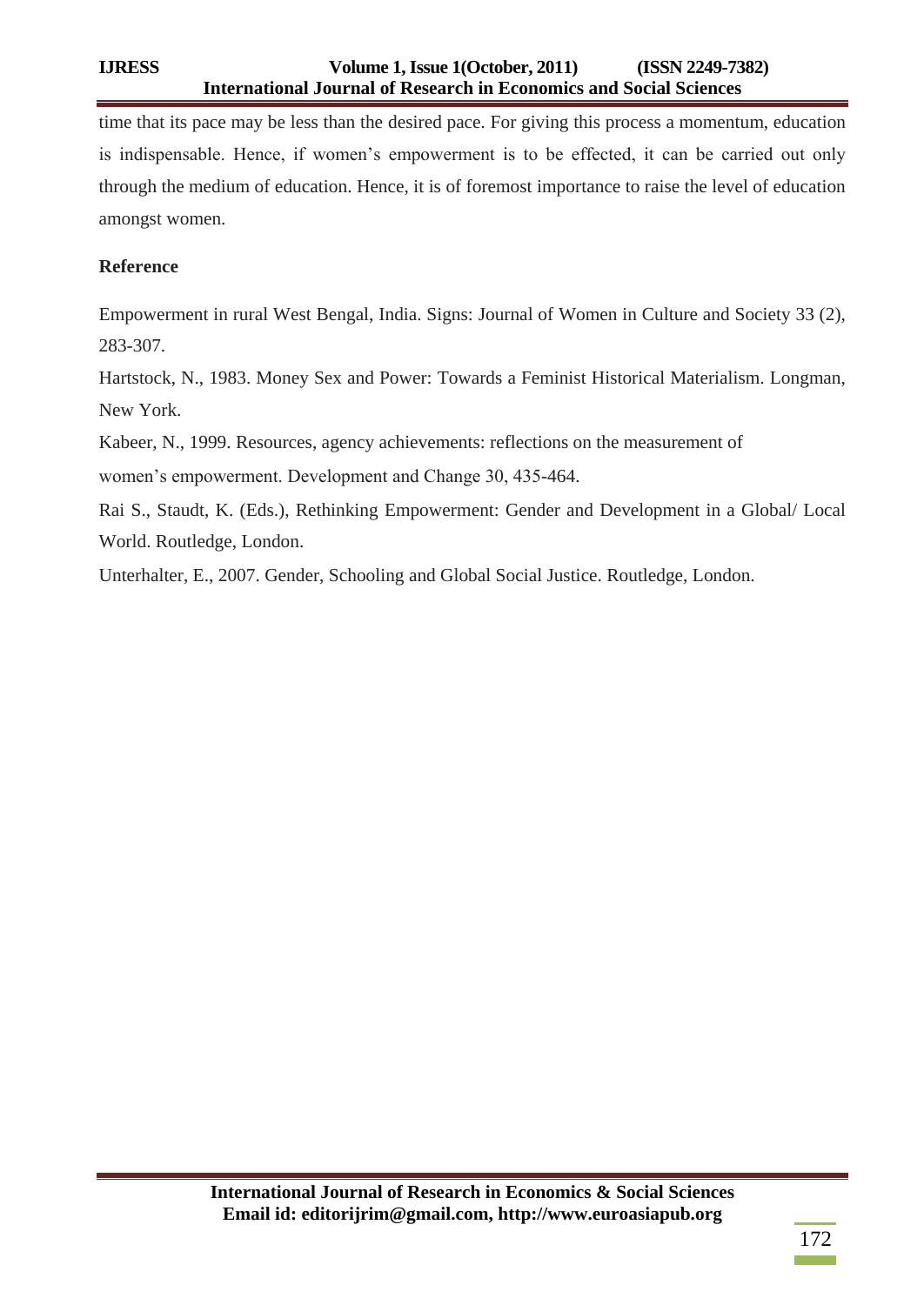time that its pace may be less than the desired pace. For giving this process a momentum, education is indispensable. Hence, if women's empowerment is to be effected, it can be carried out only through the medium of education. Hence, it is of foremost importance to raise the level of education amongst women.

**Reference**

Empowerment in rural West Bengal, India. Signs: Journal of Women in Culture and Society 33 (2), 283-307.

Hartstock, N., 1983. Money Sex and Power: Towards a Feminist Historical Materialism. Longman, New York.

Kabeer, N., 1999. Resources, agency achievements: reflections on the measurement of women's empowerment. Development and Change 30, 435-464.

Rai S., Staudt, K. (Eds.), Rethinking Empowerment: Gender and Development in a Global/ Local World. Routledge, London.

Unterhalter, E., 2007. Gender, Schooling and Global Social Justice. Routledge, London.